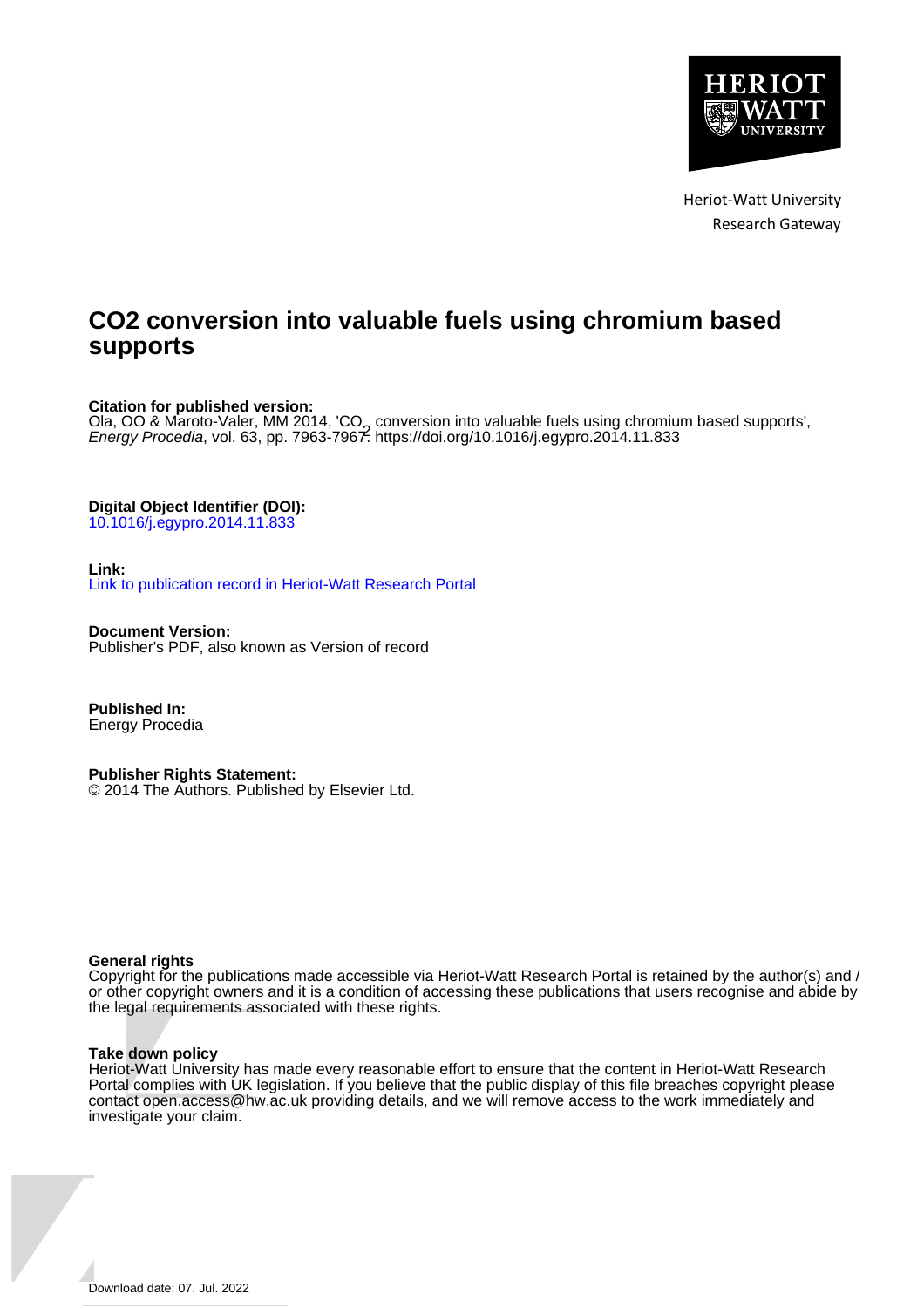Heriot-Watt University
Research Gateway

# CO2 conversion into valuable fuels using chromium based supports

**Citation for published version:**
Ola, OO & Maroto-Valer, MM 2014, '$CO_2$ conversion into valuable fuels using chromium based supports', *Energy Procedia*, vol. 63, pp. 7963-7967. https://doi.org/10.1016/j.egypro.2014.11.833

**Digital Object Identifier (DOI):**
10.1016/j.egypro.2014.11.833

**Link:**
Link to publication record in Heriot-Watt Research Portal

**Document Version:**
Publisher's PDF, also known as Version of record

**Published In:**
Energy Procedia

**Publisher Rights Statement:**
© 2014 The Authors. Published by Elsevier Ltd.

**General rights**
Copyright for the publications made accessible via Heriot-Watt Research Portal is retained by the author(s) and / or other copyright owners and it is a condition of accessing these publications that users recognise and abide by the legal requirements associated with these rights.

**Take down policy**
Heriot-Watt University has made every reasonable effort to ensure that the content in Heriot-Watt Research Portal complies with UK legislation. If you believe that the public display of this file breaches copyright please contact open.access@hw.ac.uk providing details, and we will remove access to the work immediately and investigate your claim.

Download date: 07. Jul. 2022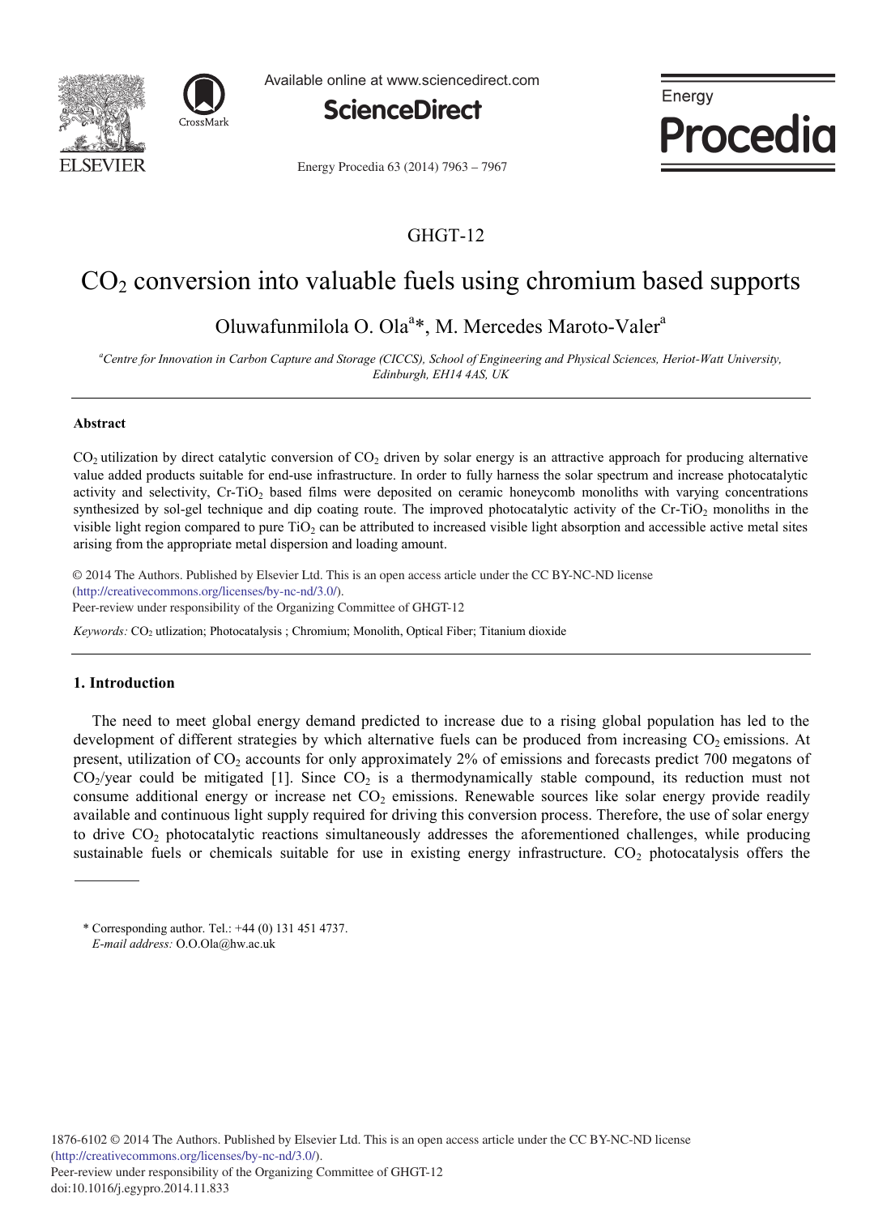## GHGT-12

# $CO_2$ conversion into valuable fuels using chromium based supports

Oluwafunmilola O. Ola[a]*, M. Mercedes Maroto-Valer[a]

[a]*Centre for Innovation in Carbon Capture and Storage (CICCS), School of Engineering and Physical Sciences, Heriot-Watt University, Edinburgh, EH14 4AS, UK*

### Abstract

$CO_2$ utilization by direct catalytic conversion of $CO_2$ driven by solar energy is an attractive approach for producing alternative value added products suitable for end-use infrastructure. In order to fully harness the solar spectrum and increase photocatalytic activity and selectivity, Cr-$TiO_2$ based films were deposited on ceramic honeycomb monoliths with varying concentrations synthesized by sol-gel technique and dip coating route. The improved photocatalytic activity of the Cr-$TiO_2$ monoliths in the visible light region compared to pure $TiO_2$ can be attributed to increased visible light absorption and accessible active metal sites arising from the appropriate metal dispersion and loading amount.

© 2014 The Authors. Published by Elsevier Ltd. This is an open access article under the CC BY-NC-ND license (http://creativecommons.org/licenses/by-nc-nd/3.0/).
Peer-review under responsibility of the Organizing Committee of GHGT-12

*Keywords:* $CO_2$ utlization; Photocatalysis ; Chromium; Monolith, Optical Fiber; Titanium dioxide

## 1. Introduction

The need to meet global energy demand predicted to increase due to a rising global population has led to the development of different strategies by which alternative fuels can be produced from increasing $CO_2$ emissions. At present, utilization of $CO_2$ accounts for only approximately 2% of emissions and forecasts predict 700 megatons of $CO_2$/year could be mitigated [1]. Since $CO_2$ is a thermodynamically stable compound, its reduction must not consume additional energy or increase net $CO_2$ emissions. Renewable sources like solar energy provide readily available and continuous light supply required for driving this conversion process. Therefore, the use of solar energy to drive $CO_2$ photocatalytic reactions simultaneously addresses the aforementioned challenges, while producing sustainable fuels or chemicals suitable for use in existing energy infrastructure. $CO_2$ photocatalysis offers the

\* Corresponding author. Tel.: +44 (0) 131 451 4737.
*E-mail address:* O.O.Ola@hw.ac.uk

1876-6102 © 2014 The Authors. Published by Elsevier Ltd. This is an open access article under the CC BY-NC-ND license (http://creativecommons.org/licenses/by-nc-nd/3.0/).
Peer-review under responsibility of the Organizing Committee of GHGT-12
doi:10.1016/j.egypro.2014.11.833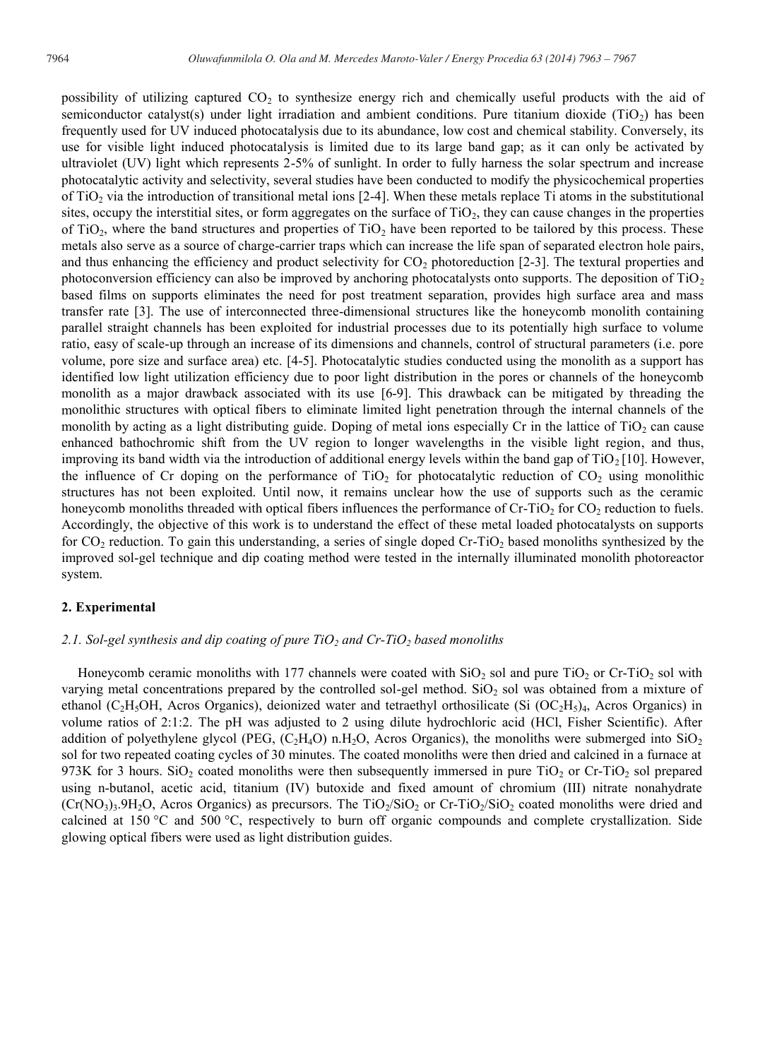possibility of utilizing captured $CO_2$ to synthesize energy rich and chemically useful products with the aid of semiconductor catalyst(s) under light irradiation and ambient conditions. Pure titanium dioxide ($TiO_2$) has been frequently used for UV induced photocatalysis due to its abundance, low cost and chemical stability. Conversely, its use for visible light induced photocatalysis is limited due to its large band gap; as it can only be activated by ultraviolet (UV) light which represents 2-5% of sunlight. In order to fully harness the solar spectrum and increase photocatalytic activity and selectivity, several studies have been conducted to modify the physicochemical properties of $TiO_2$ via the introduction of transitional metal ions [2-4]. When these metals replace Ti atoms in the substitutional sites, occupy the interstitial sites, or form aggregates on the surface of $TiO_2$, they can cause changes in the properties of $TiO_2$, where the band structures and properties of $TiO_2$ have been reported to be tailored by this process. These metals also serve as a source of charge-carrier traps which can increase the life span of separated electron hole pairs, and thus enhancing the efficiency and product selectivity for $CO_2$ photoreduction [2-3]. The textural properties and photoconversion efficiency can also be improved by anchoring photocatalysts onto supports. The deposition of $TiO_2$ based films on supports eliminates the need for post treatment separation, provides high surface area and mass transfer rate [3]. The use of interconnected three-dimensional structures like the honeycomb monolith containing parallel straight channels has been exploited for industrial processes due to its potentially high surface to volume ratio, easy of scale-up through an increase of its dimensions and channels, control of structural parameters (i.e. pore volume, pore size and surface area) etc. [4-5]. Photocatalytic studies conducted using the monolith as a support has identified low light utilization efficiency due to poor light distribution in the pores or channels of the honeycomb monolith as a major drawback associated with its use [6-9]. This drawback can be mitigated by threading the monolithic structures with optical fibers to eliminate limited light penetration through the internal channels of the monolith by acting as a light distributing guide. Doping of metal ions especially Cr in the lattice of $TiO_2$ can cause enhanced bathochromic shift from the UV region to longer wavelengths in the visible light region, and thus, improving its band width via the introduction of additional energy levels within the band gap of $TiO_2$ [10]. However, the influence of Cr doping on the performance of $TiO_2$ for photocatalytic reduction of $CO_2$ using monolithic structures has not been exploited. Until now, it remains unclear how the use of supports such as the ceramic honeycomb monoliths threaded with optical fibers influences the performance of Cr-$TiO_2$ for $CO_2$ reduction to fuels. Accordingly, the objective of this work is to understand the effect of these metal loaded photocatalysts on supports for $CO_2$ reduction. To gain this understanding, a series of single doped Cr-$TiO_2$ based monoliths synthesized by the improved sol-gel technique and dip coating method were tested in the internally illuminated monolith photoreactor system.

## 2. Experimental

### *2.1. Sol-gel synthesis and dip coating of pure $TiO_2$ and Cr-$TiO_2$ based monoliths*

Honeycomb ceramic monoliths with 177 channels were coated with $SiO_2$ sol and pure $TiO_2$ or Cr-$TiO_2$ sol with varying metal concentrations prepared by the controlled sol-gel method. $SiO_2$ sol was obtained from a mixture of ethanol ($C_2H_5OH$, Acros Organics), deionized water and tetraethyl orthosilicate ($Si(OC_2H_5)_4$, Acros Organics) in volume ratios of 2:1:2. The pH was adjusted to 2 using dilute hydrochloric acid (HCl, Fisher Scientific). After addition of polyethylene glycol (PEG, $(C_2H_4O)\,n.H_2O$, Acros Organics), the monoliths were submerged into $SiO_2$ sol for two repeated coating cycles of 30 minutes. The coated monoliths were then dried and calcined in a furnace at 973K for 3 hours. $SiO_2$ coated monoliths were then subsequently immersed in pure $TiO_2$ or Cr-$TiO_2$ sol prepared using n-butanol, acetic acid, titanium (IV) butoxide and fixed amount of chromium (III) nitrate nonahydrate ($Cr(NO_3)_3.9H_2O$, Acros Organics) as precursors. The $TiO_2/SiO_2$ or Cr-$TiO_2/SiO_2$ coated monoliths were dried and calcined at 150 °C and 500 °C, respectively to burn off organic compounds and complete crystallization. Side glowing optical fibers were used as light distribution guides.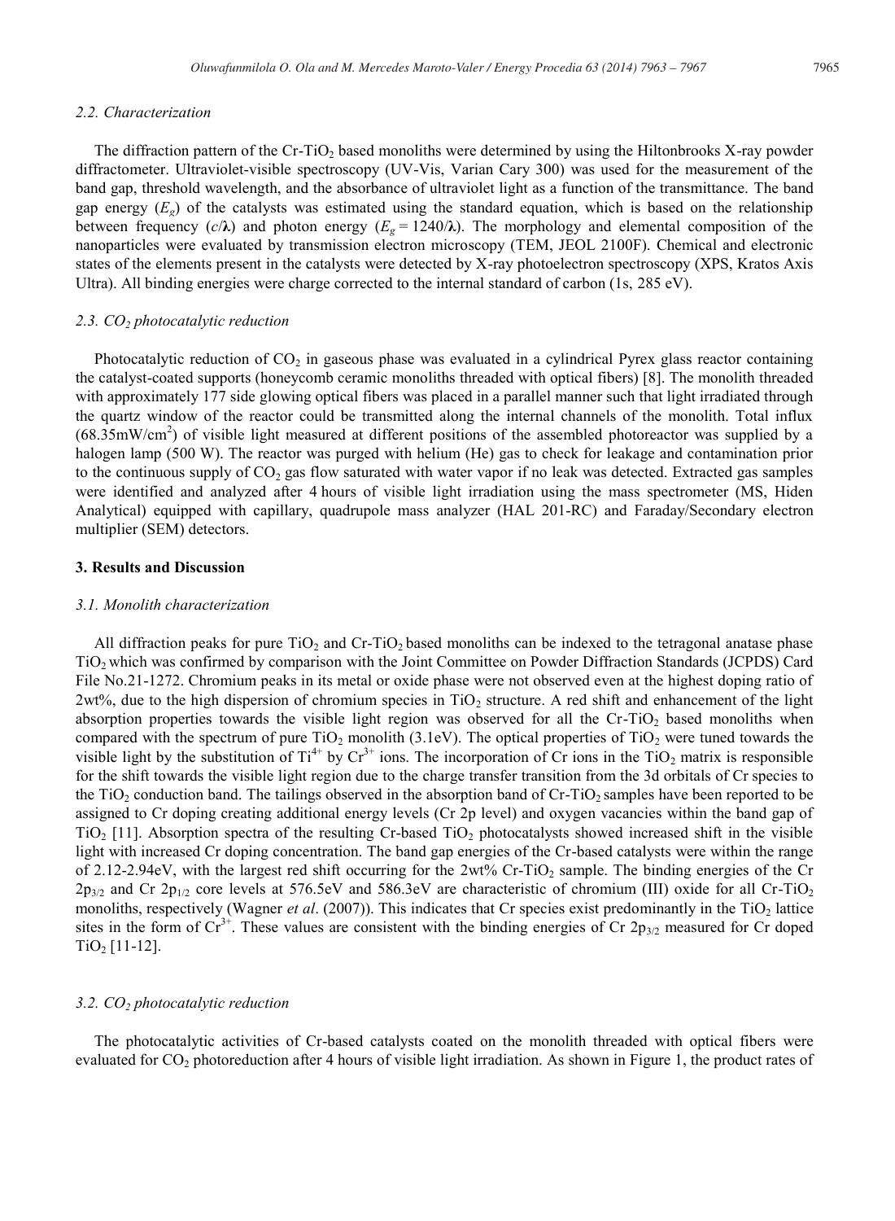### 2.2. Characterization

The diffraction pattern of the Cr-$TiO_2$ based monoliths were determined by using the Hiltonbrooks X-ray powder diffractometer. Ultraviolet-visible spectroscopy (UV-Vis, Varian Cary 300) was used for the measurement of the band gap, threshold wavelength, and the absorbance of ultraviolet light as a function of the transmittance. The band gap energy ($E_g$) of the catalysts was estimated using the standard equation, which is based on the relationship between frequency ($c/\lambda$) and photon energy ($E_g = 1240/\lambda$). The morphology and elemental composition of the nanoparticles were evaluated by transmission electron microscopy (TEM, JEOL 2100F). Chemical and electronic states of the elements present in the catalysts were detected by X-ray photoelectron spectroscopy (XPS, Kratos Axis Ultra). All binding energies were charge corrected to the internal standard of carbon (1s, 285 eV).

### 2.3. $CO_2$ photocatalytic reduction

Photocatalytic reduction of $CO_2$ in gaseous phase was evaluated in a cylindrical Pyrex glass reactor containing the catalyst-coated supports (honeycomb ceramic monoliths threaded with optical fibers) [8]. The monolith threaded with approximately 177 side glowing optical fibers was placed in a parallel manner such that light irradiated through the quartz window of the reactor could be transmitted along the internal channels of the monolith. Total influx (68.35mW/$cm^2$) of visible light measured at different positions of the assembled photoreactor was supplied by a halogen lamp (500 W). The reactor was purged with helium (He) gas to check for leakage and contamination prior to the continuous supply of $CO_2$ gas flow saturated with water vapor if no leak was detected. Extracted gas samples were identified and analyzed after 4 hours of visible light irradiation using the mass spectrometer (MS, Hiden Analytical) equipped with capillary, quadrupole mass analyzer (HAL 201-RC) and Faraday/Secondary electron multiplier (SEM) detectors.

## 3. Results and Discussion

### 3.1. Monolith characterization

All diffraction peaks for pure $TiO_2$ and Cr-$TiO_2$ based monoliths can be indexed to the tetragonal anatase phase $TiO_2$ which was confirmed by comparison with the Joint Committee on Powder Diffraction Standards (JCPDS) Card File No.21-1272. Chromium peaks in its metal or oxide phase were not observed even at the highest doping ratio of 2wt%, due to the high dispersion of chromium species in $TiO_2$ structure. A red shift and enhancement of the light absorption properties towards the visible light region was observed for all the Cr-$TiO_2$ based monoliths when compared with the spectrum of pure $TiO_2$ monolith (3.1eV). The optical properties of $TiO_2$ were tuned towards the visible light by the substitution of $Ti^{4+}$ by $Cr^{3+}$ ions. The incorporation of Cr ions in the $TiO_2$ matrix is responsible for the shift towards the visible light region due to the charge transfer transition from the 3d orbitals of Cr species to the $TiO_2$ conduction band. The tailings observed in the absorption band of Cr-$TiO_2$ samples have been reported to be assigned to Cr doping creating additional energy levels (Cr 2p level) and oxygen vacancies within the band gap of $TiO_2$ [11]. Absorption spectra of the resulting Cr-based $TiO_2$ photocatalysts showed increased shift in the visible light with increased Cr doping concentration. The band gap energies of the Cr-based catalysts were within the range of 2.12-2.94eV, with the largest red shift occurring for the 2wt% Cr-$TiO_2$ sample. The binding energies of the Cr $2p_{3/2}$ and Cr $2p_{1/2}$ core levels at 576.5eV and 586.3eV are characteristic of chromium (III) oxide for all Cr-$TiO_2$ monoliths, respectively (Wagner *et al*. (2007)). This indicates that Cr species exist predominantly in the $TiO_2$ lattice sites in the form of $Cr^{3+}$. These values are consistent with the binding energies of Cr $2p_{3/2}$ measured for Cr doped $TiO_2$ [11-12].

### 3.2. $CO_2$ photocatalytic reduction

The photocatalytic activities of Cr-based catalysts coated on the monolith threaded with optical fibers were evaluated for $CO_2$ photoreduction after 4 hours of visible light irradiation. As shown in Figure 1, the product rates of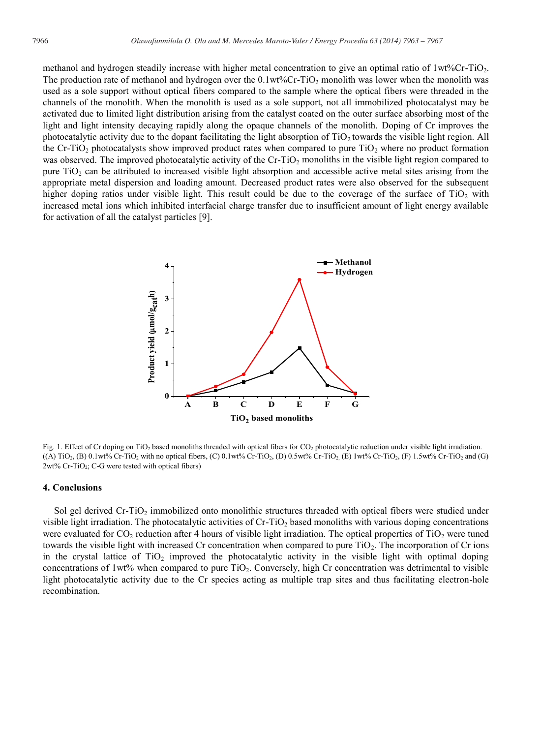methanol and hydrogen steadily increase with higher metal concentration to give an optimal ratio of 1wt%Cr-$TiO_2$. The production rate of methanol and hydrogen over the 0.1wt%Cr-$TiO_2$ monolith was lower when the monolith was used as a sole support without optical fibers compared to the sample where the optical fibers were threaded in the channels of the monolith. When the monolith is used as a sole support, not all immobilized photocatalyst may be activated due to limited light distribution arising from the catalyst coated on the outer surface absorbing most of the light and light intensity decaying rapidly along the opaque channels of the monolith. Doping of Cr improves the photocatalytic activity due to the dopant facilitating the light absorption of $TiO_2$ towards the visible light region. All the Cr-$TiO_2$ photocatalysts show improved product rates when compared to pure $TiO_2$ where no product formation was observed. The improved photocatalytic activity of the Cr-$TiO_2$ monoliths in the visible light region compared to pure $TiO_2$ can be attributed to increased visible light absorption and accessible active metal sites arising from the appropriate metal dispersion and loading amount. Decreased product rates were also observed for the subsequent higher doping ratios under visible light. This result could be due to the coverage of the surface of $TiO_2$ with increased metal ions which inhibited interfacial charge transfer due to insufficient amount of light energy available for activation of all the catalyst particles [9].

Fig. 1. Effect of Cr doping on $TiO_2$ based monoliths threaded with optical fibers for $CO_2$ photocatalytic reduction under visible light irradiation. ((A) $TiO_2$, (B) 0.1wt% Cr-$TiO_2$ with no optical fibers, (C) 0.1wt% Cr-$TiO_2$, (D) 0.5wt% Cr-$TiO_2$, (E) 1wt% Cr-$TiO_2$, (F) 1.5wt% Cr-$TiO_2$ and (G) 2wt% Cr-$TiO_2$; C-G were tested with optical fibers)

## 4. Conclusions

Sol gel derived Cr-$TiO_2$ immobilized onto monolithic structures threaded with optical fibers were studied under visible light irradiation. The photocatalytic activities of Cr-$TiO_2$ based monoliths with various doping concentrations were evaluated for $CO_2$ reduction after 4 hours of visible light irradiation. The optical properties of $TiO_2$ were tuned towards the visible light with increased Cr concentration when compared to pure $TiO_2$. The incorporation of Cr ions in the crystal lattice of $TiO_2$ improved the photocatalytic activity in the visible light with optimal doping concentrations of 1wt% when compared to pure $TiO_2$. Conversely, high Cr concentration was detrimental to visible light photocatalytic activity due to the Cr species acting as multiple trap sites and thus facilitating electron-hole recombination.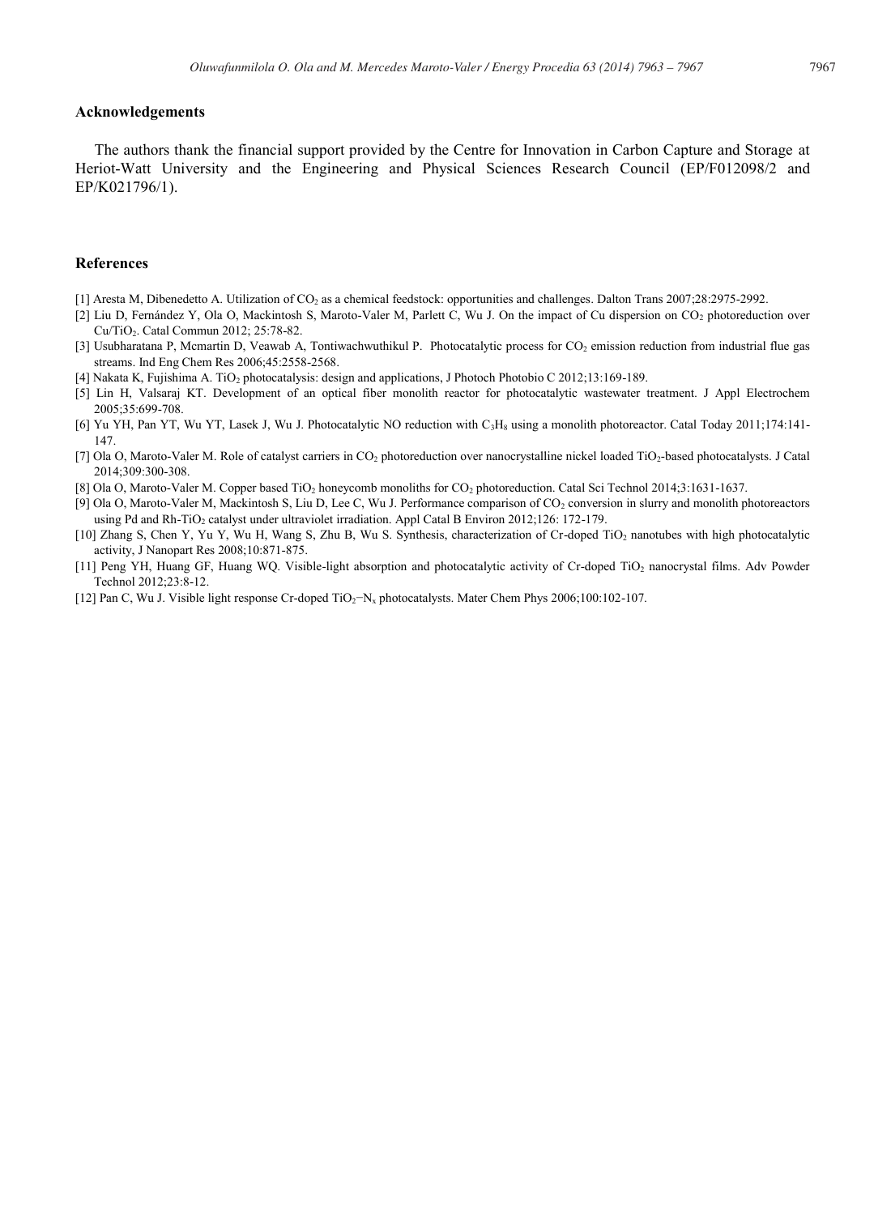## Acknowledgements

The authors thank the financial support provided by the Centre for Innovation in Carbon Capture and Storage at Heriot-Watt University and the Engineering and Physical Sciences Research Council (EP/F012098/2 and EP/K021796/1).

## References

[1] Aresta M, Dibenedetto A. Utilization of $CO_2$ as a chemical feedstock: opportunities and challenges. Dalton Trans 2007;28:2975-2992.

[2] Liu D, Fernández Y, Ola O, Mackintosh S, Maroto-Valer M, Parlett C, Wu J. On the impact of Cu dispersion on $CO_2$ photoreduction over Cu/$TiO_2$. Catal Commun 2012; 25:78-82.

[3] Usubharatana P, Mcmartin D, Veawab A, Tontiwachwuthikul P. Photocatalytic process for $CO_2$ emission reduction from industrial flue gas streams. Ind Eng Chem Res 2006;45:2558-2568.

[4] Nakata K, Fujishima A. $TiO_2$ photocatalysis: design and applications, J Photoch Photobio C 2012;13:169-189.

[5] Lin H, Valsaraj KT. Development of an optical fiber monolith reactor for photocatalytic wastewater treatment. J Appl Electrochem 2005;35:699-708.

[6] Yu YH, Pan YT, Wu YT, Lasek J, Wu J. Photocatalytic NO reduction with $C_3H_8$ using a monolith photoreactor. Catal Today 2011;174:141-147.

[7] Ola O, Maroto-Valer M. Role of catalyst carriers in $CO_2$ photoreduction over nanocrystalline nickel loaded $TiO_2$-based photocatalysts. J Catal 2014;309:300-308.

[8] Ola O, Maroto-Valer M. Copper based $TiO_2$ honeycomb monoliths for $CO_2$ photoreduction. Catal Sci Technol 2014;3:1631-1637.

[9] Ola O, Maroto-Valer M, Mackintosh S, Liu D, Lee C, Wu J. Performance comparison of $CO_2$ conversion in slurry and monolith photoreactors using Pd and Rh-$TiO_2$ catalyst under ultraviolet irradiation. Appl Catal B Environ 2012;126: 172-179.

[10] Zhang S, Chen Y, Yu Y, Wu H, Wang S, Zhu B, Wu S. Synthesis, characterization of Cr-doped $TiO_2$ nanotubes with high photocatalytic activity, J Nanopart Res 2008;10:871-875.

[11] Peng YH, Huang GF, Huang WQ. Visible-light absorption and photocatalytic activity of Cr-doped $TiO_2$ nanocrystal films. Adv Powder Technol 2012;23:8-12.

[12] Pan C, Wu J. Visible light response Cr-doped $TiO_2$−$N_x$ photocatalysts. Mater Chem Phys 2006;100:102-107.